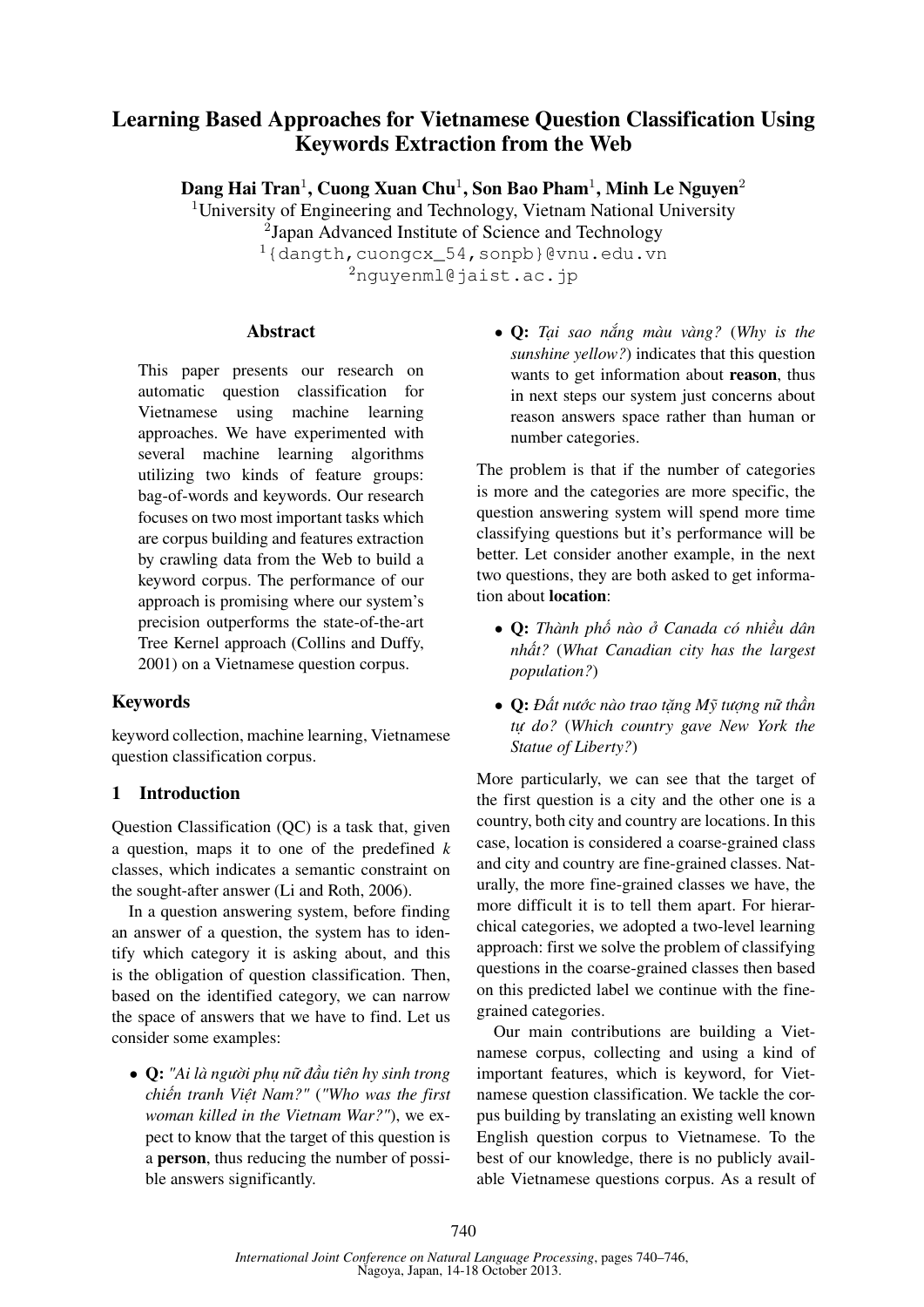# Learning Based Approaches for Vietnamese Question Classification Using Keywords Extraction from the Web

**Dang Hai Tran**[1], **Cuong Xuan Chu**[1], **Son Bao Pham**[1], **Minh Le Nguyen**[2]

[1]University of Engineering and Technology, Vietnam National University

[2]Japan Advanced Institute of Science and Technology

[1]{dangth,cuongcx_54,sonpb}@vnu.edu.vn

[2]nguyenml@jaist.ac.jp

## Abstract

This paper presents our research on automatic question classification for Vietnamese using machine learning approaches. We have experimented with several machine learning algorithms utilizing two kinds of feature groups: bag-of-words and keywords. Our research focuses on two most important tasks which are corpus building and features extraction by crawling data from the Web to build a keyword corpus. The performance of our approach is promising where our system's precision outperforms the state-of-the-art Tree Kernel approach (Collins and Duffy, 2001) on a Vietnamese question corpus.

## Keywords

keyword collection, machine learning, Vietnamese question classification corpus.

## 1 Introduction

Question Classification (QC) is a task that, given a question, maps it to one of the predefined *k* classes, which indicates a semantic constraint on the sought-after answer (Li and Roth, 2006).

In a question answering system, before finding an answer of a question, the system has to identify which category it is asking about, and this is the obligation of question classification. Then, based on the identified category, we can narrow the space of answers that we have to find. Let us consider some examples:

- **Q:** *"Ai là người phụ nữ đầu tiên hy sinh trong chiến tranh Việt Nam?"* (*"Who was the first woman killed in the Vietnam War?"*), we expect to know that the target of this question is a **person**, thus reducing the number of possible answers significantly.
- **Q:** *Tại sao nắng màu vàng?* (*Why is the sunshine yellow?*) indicates that this question wants to get information about **reason**, thus in next steps our system just concerns about reason answers space rather than human or number categories.

The problem is that if the number of categories is more and the categories are more specific, the question answering system will spend more time classifying questions but it's performance will be better. Let consider another example, in the next two questions, they are both asked to get information about **location**:

- **Q:** *Thành phố nào ở Canada có nhiều dân nhất?* (*What Canadian city has the largest population?*)
- **Q:** *Đất nước nào trao tặng Mỹ tượng nữ thần tự do?* (*Which country gave New York the Statue of Liberty?*)

More particularly, we can see that the target of the first question is a city and the other one is a country, both city and country are locations. In this case, location is considered a coarse-grained class and city and country are fine-grained classes. Naturally, the more fine-grained classes we have, the more difficult it is to tell them apart. For hierarchical categories, we adopted a two-level learning approach: first we solve the problem of classifying questions in the coarse-grained classes then based on this predicted label we continue with the fine-grained categories.

Our main contributions are building a Vietnamese corpus, collecting and using a kind of important features, which is keyword, for Vietnamese question classification. We tackle the corpus building by translating an existing well known English question corpus to Vietnamese. To the best of our knowledge, there is no publicly available Vietnamese questions corpus. As a result of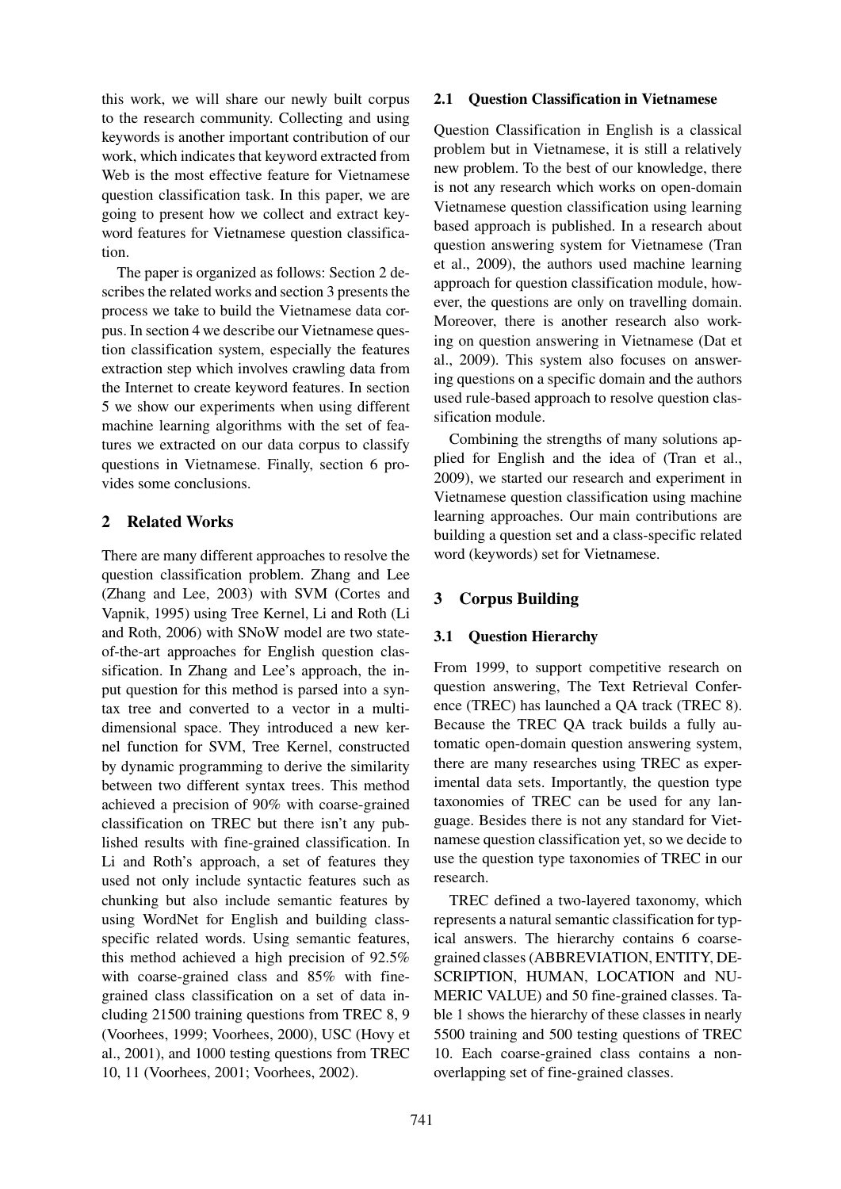this work, we will share our newly built corpus to the research community. Collecting and using keywords is another important contribution of our work, which indicates that keyword extracted from Web is the most effective feature for Vietnamese question classification task. In this paper, we are going to present how we collect and extract keyword features for Vietnamese question classification.

The paper is organized as follows: Section 2 describes the related works and section 3 presents the process we take to build the Vietnamese data corpus. In section 4 we describe our Vietnamese question classification system, especially the features extraction step which involves crawling data from the Internet to create keyword features. In section 5 we show our experiments when using different machine learning algorithms with the set of features we extracted on our data corpus to classify questions in Vietnamese. Finally, section 6 provides some conclusions.

## 2 Related Works

There are many different approaches to resolve the question classification problem. Zhang and Lee (Zhang and Lee, 2003) with SVM (Cortes and Vapnik, 1995) using Tree Kernel, Li and Roth (Li and Roth, 2006) with SNoW model are two state-of-the-art approaches for English question classification. In Zhang and Lee's approach, the input question for this method is parsed into a syntax tree and converted to a vector in a multi-dimensional space. They introduced a new kernel function for SVM, Tree Kernel, constructed by dynamic programming to derive the similarity between two different syntax trees. This method achieved a precision of 90% with coarse-grained classification on TREC but there isn't any published results with fine-grained classification. In Li and Roth's approach, a set of features they used not only include syntactic features such as chunking but also include semantic features by using WordNet for English and building class-specific related words. Using semantic features, this method achieved a high precision of 92.5% with coarse-grained class and 85% with fine-grained class classification on a set of data including 21500 training questions from TREC 8, 9 (Voorhees, 1999; Voorhees, 2000), USC (Hovy et al., 2001), and 1000 testing questions from TREC 10, 11 (Voorhees, 2001; Voorhees, 2002).

### 2.1 Question Classification in Vietnamese

Question Classification in English is a classical problem but in Vietnamese, it is still a relatively new problem. To the best of our knowledge, there is not any research which works on open-domain Vietnamese question classification using learning based approach is published. In a research about question answering system for Vietnamese (Tran et al., 2009), the authors used machine learning approach for question classification module, however, the questions are only on travelling domain. Moreover, there is another research also working on question answering in Vietnamese (Dat et al., 2009). This system also focuses on answering questions on a specific domain and the authors used rule-based approach to resolve question classification module.

Combining the strengths of many solutions applied for English and the idea of (Tran et al., 2009), we started our research and experiment in Vietnamese question classification using machine learning approaches. Our main contributions are building a question set and a class-specific related word (keywords) set for Vietnamese.

## 3 Corpus Building

### 3.1 Question Hierarchy

From 1999, to support competitive research on question answering, The Text Retrieval Conference (TREC) has launched a QA track (TREC 8). Because the TREC QA track builds a fully automatic open-domain question answering system, there are many researches using TREC as experimental data sets. Importantly, the question type taxonomies of TREC can be used for any language. Besides there is not any standard for Vietnamese question classification yet, so we decide to use the question type taxonomies of TREC in our research.

TREC defined a two-layered taxonomy, which represents a natural semantic classification for typical answers. The hierarchy contains 6 coarse-grained classes (ABBREVIATION, ENTITY, DESCRIPTION, HUMAN, LOCATION and NUMERIC VALUE) and 50 fine-grained classes. Table 1 shows the hierarchy of these classes in nearly 5500 training and 500 testing questions of TREC 10. Each coarse-grained class contains a non-overlapping set of fine-grained classes.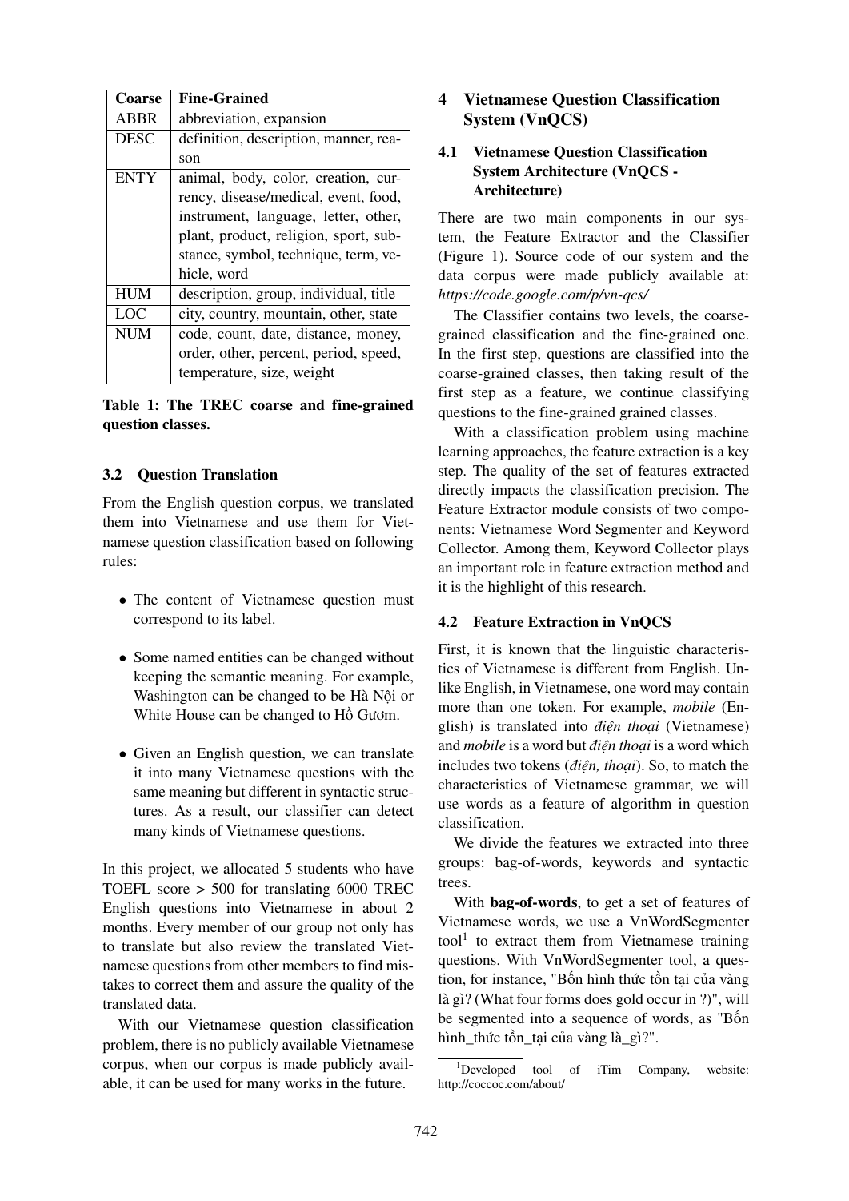| Coarse | Fine-Grained |
| --- | --- |
| ABBR | abbreviation, expansion |
| DESC | definition, description, manner, reason |
| ENTY | animal, body, color, creation, currency, disease/medical, event, food, instrument, language, letter, other, plant, product, religion, sport, substance, symbol, technique, term, vehicle, word |
| HUM | description, group, individual, title |
| LOC | city, country, mountain, other, state |
| NUM | code, count, date, distance, money, order, other, percent, period, speed, temperature, size, weight |

**Table 1: The TREC coarse and fine-grained question classes.**

### 3.2 Question Translation

From the English question corpus, we translated them into Vietnamese and use them for Vietnamese question classification based on following rules:

- The content of Vietnamese question must correspond to its label.
- Some named entities can be changed without keeping the semantic meaning. For example, Washington can be changed to be Hà Nội or White House can be changed to Hồ Gươm.
- Given an English question, we can translate it into many Vietnamese questions with the same meaning but different in syntactic structures. As a result, our classifier can detect many kinds of Vietnamese questions.

In this project, we allocated 5 students who have TOEFL score > 500 for translating 6000 TREC English questions into Vietnamese in about 2 months. Every member of our group not only has to translate but also review the translated Vietnamese questions from other members to find mistakes to correct them and assure the quality of the translated data.

With our Vietnamese question classification problem, there is no publicly available Vietnamese corpus, when our corpus is made publicly available, it can be used for many works in the future.

## 4 Vietnamese Question Classification System (VnQCS)

### 4.1 Vietnamese Question Classification System Architecture (VnQCS - Architecture)

There are two main components in our system, the Feature Extractor and the Classifier (Figure 1). Source code of our system and the data corpus were made publicly available at: *https://code.google.com/p/vn-qcs/*

The Classifier contains two levels, the coarse-grained classification and the fine-grained one. In the first step, questions are classified into the coarse-grained classes, then taking result of the first step as a feature, we continue classifying questions to the fine-grained grained classes.

With a classification problem using machine learning approaches, the feature extraction is a key step. The quality of the set of features extracted directly impacts the classification precision. The Feature Extractor module consists of two components: Vietnamese Word Segmenter and Keyword Collector. Among them, Keyword Collector plays an important role in feature extraction method and it is the highlight of this research.

### 4.2 Feature Extraction in VnQCS

First, it is known that the linguistic characteristics of Vietnamese is different from English. Unlike English, in Vietnamese, one word may contain more than one token. For example, *mobile* (English) is translated into *điện thoại* (Vietnamese) and *mobile* is a word but *điện thoại* is a word which includes two tokens (*điện, thoại*). So, to match the characteristics of Vietnamese grammar, we will use words as a feature of algorithm in question classification.

We divide the features we extracted into three groups: bag-of-words, keywords and syntactic trees.

With **bag-of-words**, to get a set of features of Vietnamese words, we use a VnWordSegmenter tool[1] to extract them from Vietnamese training questions. With VnWordSegmenter tool, a question, for instance, "Bốn hình thức tồn tại của vàng là gì? (What four forms does gold occur in ?)", will be segmented into a sequence of words, as "Bốn hình_thức tồn_tại của vàng là_gì?".

[1]Developed tool of iTim Company, website: http://coccoc.com/about/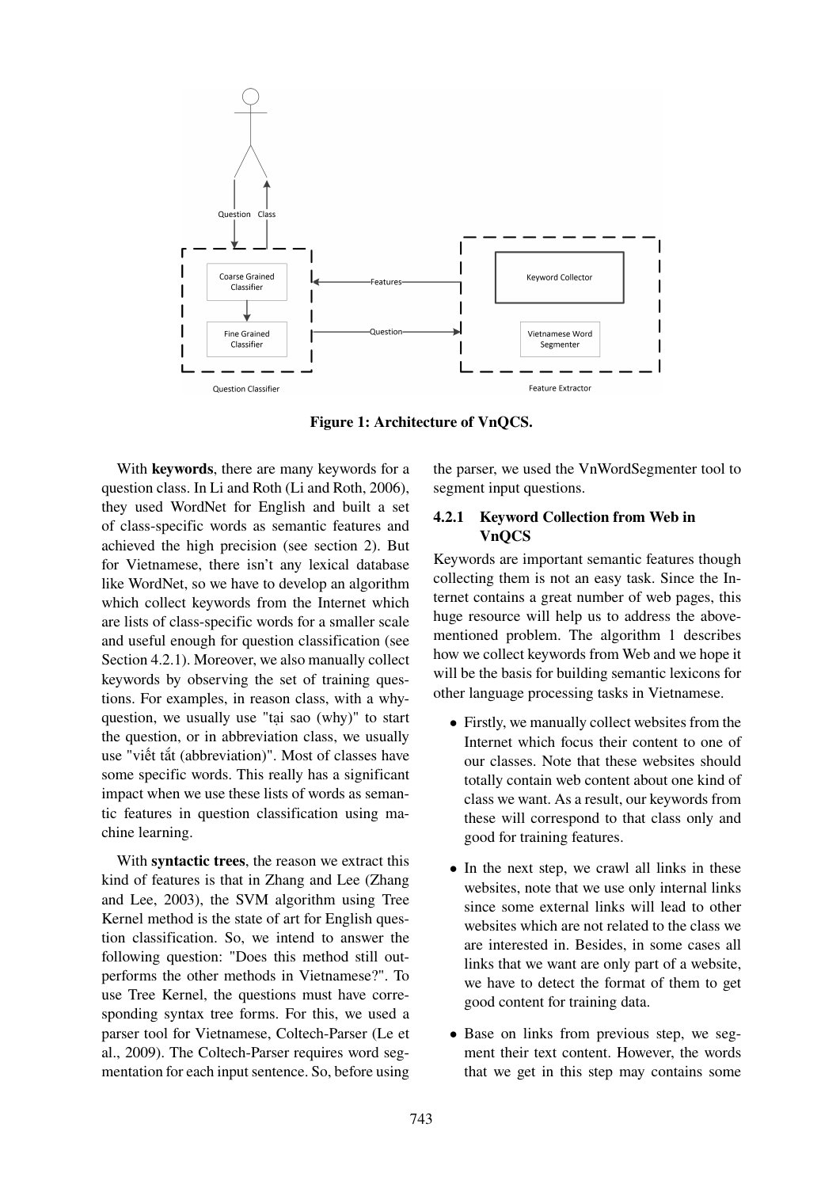**Figure 1: Architecture of VnQCS.**

With **keywords**, there are many keywords for a question class. In Li and Roth (Li and Roth, 2006), they used WordNet for English and built a set of class-specific words as semantic features and achieved the high precision (see section 2). But for Vietnamese, there isn't any lexical database like WordNet, so we have to develop an algorithm which collect keywords from the Internet which are lists of class-specific words for a smaller scale and useful enough for question classification (see Section 4.2.1). Moreover, we also manually collect keywords by observing the set of training questions. For examples, in reason class, with a why-question, we usually use "tại sao (why)" to start the question, or in abbreviation class, we usually use "viết tắt (abbreviation)". Most of classes have some specific words. This really has a significant impact when we use these lists of words as semantic features in question classification using machine learning.

With **syntactic trees**, the reason we extract this kind of features is that in Zhang and Lee (Zhang and Lee, 2003), the SVM algorithm using Tree Kernel method is the state of art for English question classification. So, we intend to answer the following question: "Does this method still outperforms the other methods in Vietnamese?". To use Tree Kernel, the questions must have corresponding syntax tree forms. For this, we used a parser tool for Vietnamese, Coltech-Parser (Le et al., 2009). The Coltech-Parser requires word segmentation for each input sentence. So, before using the parser, we used the VnWordSegmenter tool to segment input questions.

#### 4.2.1 Keyword Collection from Web in VnQCS

Keywords are important semantic features though collecting them is not an easy task. Since the Internet contains a great number of web pages, this huge resource will help us to address the above-mentioned problem. The algorithm 1 describes how we collect keywords from Web and we hope it will be the basis for building semantic lexicons for other language processing tasks in Vietnamese.

- Firstly, we manually collect websites from the Internet which focus their content to one of our classes. Note that these websites should totally contain web content about one kind of class we want. As a result, our keywords from these will correspond to that class only and good for training features.
- In the next step, we crawl all links in these websites, note that we use only internal links since some external links will lead to other websites which are not related to the class we are interested in. Besides, in some cases all links that we want are only part of a website, we have to detect the format of them to get good content for training data.
- Base on links from previous step, we segment their text content. However, the words that we get in this step may contains some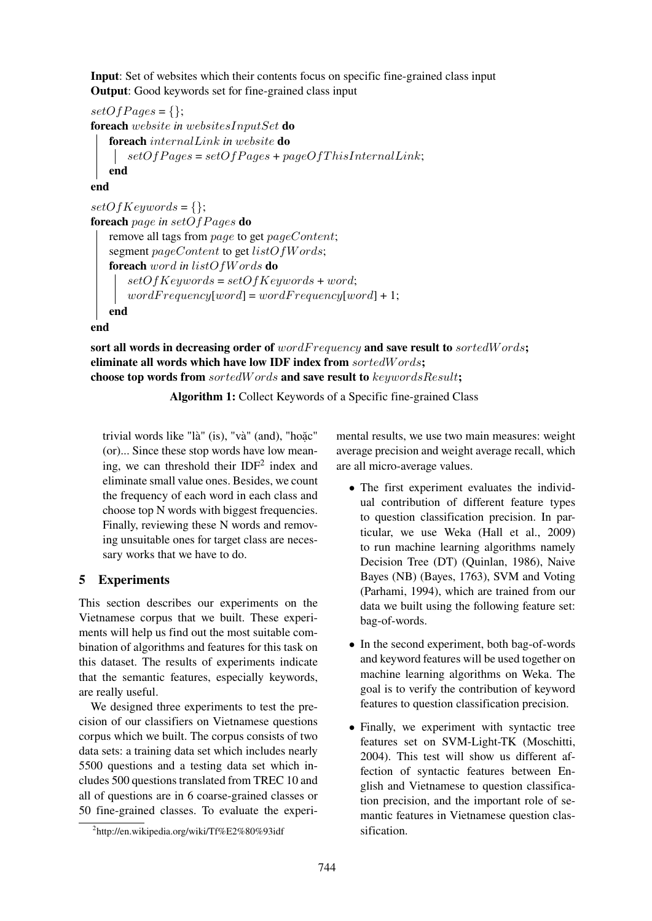**Input**: Set of websites which their contents focus on specific fine-grained class input
**Output**: Good keywords set for fine-grained class input

```
setOfPages = {};
foreach website in websitesInputSet do
    foreach internalLink in website do
        setOfPages = setOfPages + pageOfThisInternalLink;
    end
end
setOfKeywords = {};
foreach page in setOfPages do
    remove all tags from page to get pageContent;
    segment pageContent to get listOfWords;
    foreach word in listOfWords do
        setOfKeywords = setOfKeywords + word;
        wordFrequency[word] = wordFrequency[word] + 1;
    end
end
sort all words in decreasing order of wordFrequency and save result to sortedWords;
eliminate all words which have low IDF index from sortedWords;
choose top words from sortedWords and save result to keywordsResult;
```

**Algorithm 1:** Collect Keywords of a Specific fine-grained Class

trivial words like "là" (is), "và" (and), "hoặc" (or)... Since these stop words have low meaning, we can threshold their IDF[2] index and eliminate small value ones. Besides, we count the frequency of each word in each class and choose top N words with biggest frequencies. Finally, reviewing these N words and removing unsuitable ones for target class are necessary works that we have to do.

## 5 Experiments

This section describes our experiments on the Vietnamese corpus that we built. These experiments will help us find out the most suitable combination of algorithms and features for this task on this dataset. The results of experiments indicate that the semantic features, especially keywords, are really useful.

We designed three experiments to test the precision of our classifiers on Vietnamese questions corpus which we built. The corpus consists of two data sets: a training data set which includes nearly 5500 questions and a testing data set which includes 500 questions translated from TREC 10 and all of questions are in 6 coarse-grained classes or 50 fine-grained classes. To evaluate the experimental results, we use two main measures: weight average precision and weight average recall, which are all micro-average values.

- The first experiment evaluates the individual contribution of different feature types to question classification precision. In particular, we use Weka (Hall et al., 2009) to run machine learning algorithms namely Decision Tree (DT) (Quinlan, 1986), Naive Bayes (NB) (Bayes, 1763), SVM and Voting (Parhami, 1994), which are trained from our data we built using the following feature set: bag-of-words.
- In the second experiment, both bag-of-words and keyword features will be used together on machine learning algorithms on Weka. The goal is to verify the contribution of keyword features to question classification precision.
- Finally, we experiment with syntactic tree features set on SVM-Light-TK (Moschitti, 2004). This test will show us different affection of syntactic features between English and Vietnamese to question classification precision, and the important role of semantic features in Vietnamese question classification.

[2] http://en.wikipedia.org/wiki/Tf%E2%80%93idf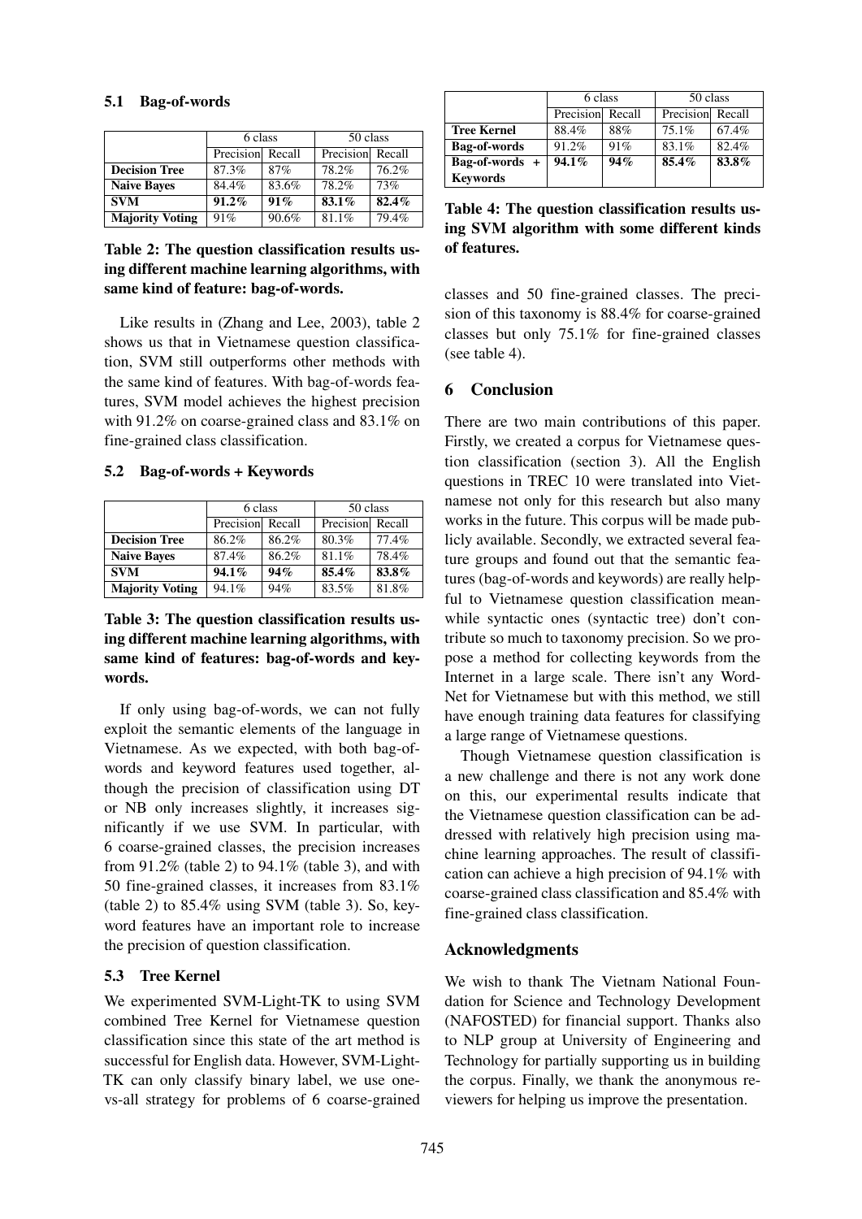### 5.1 Bag-of-words

| | 6 class | | 50 class | |
|---|---|---|---|---|
| | Precision | Recall | Precision | Recall |
| **Decision Tree** | 87.3% | 87% | 78.2% | 76.2% |
| **Naive Bayes** | 84.4% | 83.6% | 78.2% | 73% |
| **SVM** | **91.2%** | **91%** | **83.1%** | **82.4%** |
| **Majority Voting** | 91% | 90.6% | 81.1% | 79.4% |

**Table 2: The question classification results using different machine learning algorithms, with same kind of feature: bag-of-words.**

Like results in (Zhang and Lee, 2003), table 2 shows us that in Vietnamese question classification, SVM still outperforms other methods with the same kind of features. With bag-of-words features, SVM model achieves the highest precision with 91.2% on coarse-grained class and 83.1% on fine-grained class classification.

### 5.2 Bag-of-words + Keywords

| | 6 class | | 50 class | |
|---|---|---|---|---|
| | Precision | Recall | Precision | Recall |
| **Decision Tree** | 86.2% | 86.2% | 80.3% | 77.4% |
| **Naive Bayes** | 87.4% | 86.2% | 81.1% | 78.4% |
| **SVM** | **94.1%** | **94%** | **85.4%** | **83.8%** |
| **Majority Voting** | 94.1% | 94% | 83.5% | 81.8% |

**Table 3: The question classification results using different machine learning algorithms, with same kind of features: bag-of-words and keywords.**

If only using bag-of-words, we can not fully exploit the semantic elements of the language in Vietnamese. As we expected, with both bag-of-words and keyword features used together, although the precision of classification using DT or NB only increases slightly, it increases significantly if we use SVM. In particular, with 6 coarse-grained classes, the precision increases from 91.2% (table 2) to 94.1% (table 3), and with 50 fine-grained classes, it increases from 83.1% (table 2) to 85.4% using SVM (table 3). So, keyword features have an important role to increase the precision of question classification.

### 5.3 Tree Kernel

We experimented SVM-Light-TK to using SVM combined Tree Kernel for Vietnamese question classification since this state of the art method is successful for English data. However, SVM-Light-TK can only classify binary label, we use one-vs-all strategy for problems of 6 coarse-grained classes and 50 fine-grained classes. The precision of this taxonomy is 88.4% for coarse-grained classes but only 75.1% for fine-grained classes (see table 4).

| | 6 class | | 50 class | |
|---|---|---|---|---|
| | Precision | Recall | Precision | Recall |
| **Tree Kernel** | 88.4% | 88% | 75.1% | 67.4% |
| **Bag-of-words** | 91.2% | 91% | 83.1% | 82.4% |
| **Bag-of-words + Keywords** | **94.1%** | **94%** | **85.4%** | **83.8%** |

**Table 4: The question classification results using SVM algorithm with some different kinds of features.**

## 6 Conclusion

There are two main contributions of this paper. Firstly, we created a corpus for Vietnamese question classification (section 3). All the English questions in TREC 10 were translated into Vietnamese not only for this research but also many works in the future. This corpus will be made publicly available. Secondly, we extracted several feature groups and found out that the semantic features (bag-of-words and keywords) are really helpful to Vietnamese question classification meanwhile syntactic ones (syntactic tree) don't contribute so much to taxonomy precision. So we propose a method for collecting keywords from the Internet in a large scale. There isn't any WordNet for Vietnamese but with this method, we still have enough training data features for classifying a large range of Vietnamese questions.

Though Vietnamese question classification is a new challenge and there is not any work done on this, our experimental results indicate that the Vietnamese question classification can be addressed with relatively high precision using machine learning approaches. The result of classification can achieve a high precision of 94.1% with coarse-grained class classification and 85.4% with fine-grained class classification.

## Acknowledgments

We wish to thank The Vietnam National Foundation for Science and Technology Development (NAFOSTED) for financial support. Thanks also to NLP group at University of Engineering and Technology for partially supporting us in building the corpus. Finally, we thank the anonymous reviewers for helping us improve the presentation.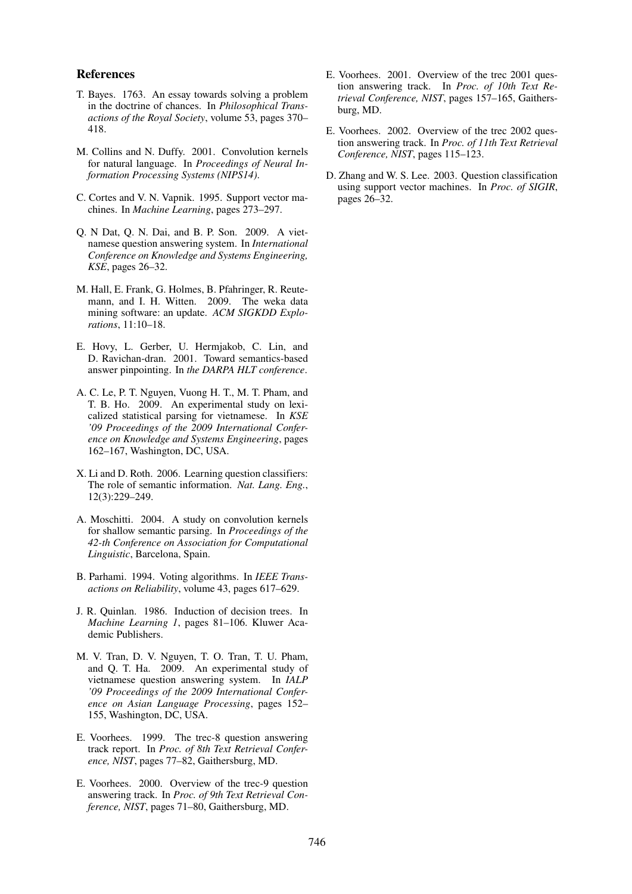## References

T. Bayes. 1763. An essay towards solving a problem in the doctrine of chances. In *Philosophical Transactions of the Royal Society*, volume 53, pages 370–418.

M. Collins and N. Duffy. 2001. Convolution kernels for natural language. In *Proceedings of Neural Information Processing Systems (NIPS14)*.

C. Cortes and V. N. Vapnik. 1995. Support vector machines. In *Machine Learning*, pages 273–297.

Q. N Dat, Q. N. Dai, and B. P. Son. 2009. A vietnamese question answering system. In *International Conference on Knowledge and Systems Engineering, KSE*, pages 26–32.

M. Hall, E. Frank, G. Holmes, B. Pfahringer, R. Reutemann, and I. H. Witten. 2009. The weka data mining software: an update. *ACM SIGKDD Explorations*, 11:10–18.

E. Hovy, L. Gerber, U. Hermjakob, C. Lin, and D. Ravichan-dran. 2001. Toward semantics-based answer pinpointing. In *the DARPA HLT conference*.

A. C. Le, P. T. Nguyen, Vuong H. T., M. T. Pham, and T. B. Ho. 2009. An experimental study on lexicalized statistical parsing for vietnamese. In *KSE '09 Proceedings of the 2009 International Conference on Knowledge and Systems Engineering*, pages 162–167, Washington, DC, USA.

X. Li and D. Roth. 2006. Learning question classifiers: The role of semantic information. *Nat. Lang. Eng.*, 12(3):229–249.

A. Moschitti. 2004. A study on convolution kernels for shallow semantic parsing. In *Proceedings of the 42-th Conference on Association for Computational Linguistic*, Barcelona, Spain.

B. Parhami. 1994. Voting algorithms. In *IEEE Transactions on Reliability*, volume 43, pages 617–629.

J. R. Quinlan. 1986. Induction of decision trees. In *Machine Learning 1*, pages 81–106. Kluwer Academic Publishers.

M. V. Tran, D. V. Nguyen, T. O. Tran, T. U. Pham, and Q. T. Ha. 2009. An experimental study of vietnamese question answering system. In *IALP '09 Proceedings of the 2009 International Conference on Asian Language Processing*, pages 152–155, Washington, DC, USA.

E. Voorhees. 1999. The trec-8 question answering track report. In *Proc. of 8th Text Retrieval Conference, NIST*, pages 77–82, Gaithersburg, MD.

E. Voorhees. 2000. Overview of the trec-9 question answering track. In *Proc. of 9th Text Retrieval Conference, NIST*, pages 71–80, Gaithersburg, MD.

E. Voorhees. 2001. Overview of the trec 2001 question answering track. In *Proc. of 10th Text Retrieval Conference, NIST*, pages 157–165, Gaithersburg, MD.

E. Voorhees. 2002. Overview of the trec 2002 question answering track. In *Proc. of 11th Text Retrieval Conference, NIST*, pages 115–123.

D. Zhang and W. S. Lee. 2003. Question classification using support vector machines. In *Proc. of SIGIR*, pages 26–32.